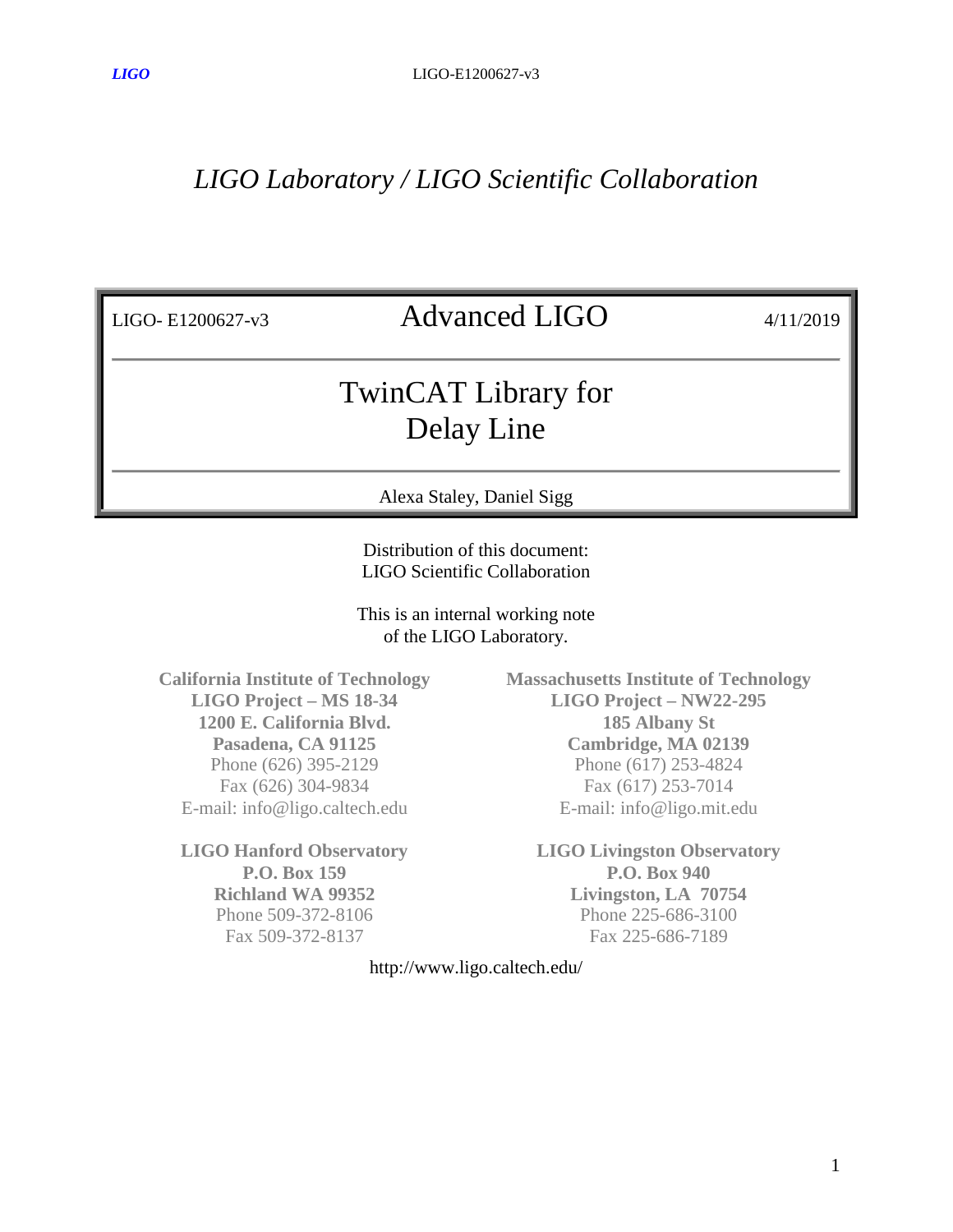*LIGO Laboratory / LIGO Scientific Collaboration*

| LIGO- E1200627-v3 | Advanced LIGO | 4/11/2019 |
|---|---|---|

# TwinCAT Library for Delay Line

Alexa Staley, Daniel Sigg

Distribution of this document:
LIGO Scientific Collaboration

This is an internal working note
of the LIGO Laboratory.

**California Institute of Technology**
**LIGO Project – MS 18-34**
**1200 E. California Blvd.**
**Pasadena, CA 91125**
Phone (626) 395-2129
Fax (626) 304-9834
E-mail: info@ligo.caltech.edu

**Massachusetts Institute of Technology**
**LIGO Project – NW22-295**
**185 Albany St**
**Cambridge, MA 02139**
Phone (617) 253-4824
Fax (617) 253-7014
E-mail: info@ligo.mit.edu

**LIGO Hanford Observatory**
**P.O. Box 159**
**Richland WA 99352**
Phone 509-372-8106
Fax 509-372-8137

**LIGO Livingston Observatory**
**P.O. Box 940**
**Livingston, LA 70754**
Phone 225-686-3100
Fax 225-686-7189

http://www.ligo.caltech.edu/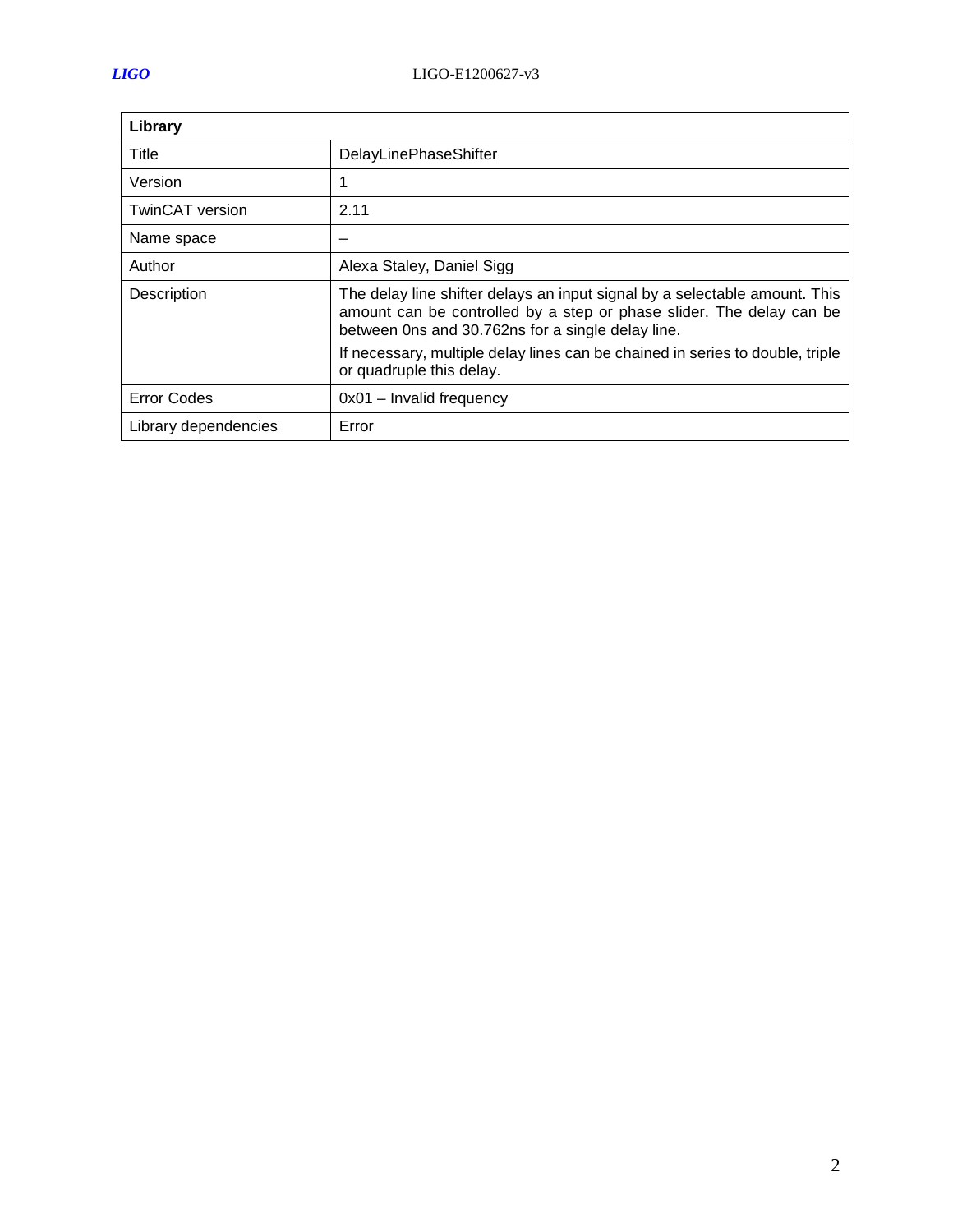| Library | |
|---|---|
| Title | DelayLinePhaseShifter |
| Version | 1 |
| TwinCAT version | 2.11 |
| Name space | – |
| Author | Alexa Staley, Daniel Sigg |
| Description | The delay line shifter delays an input signal by a selectable amount. This amount can be controlled by a step or phase slider. The delay can be between 0ns and 30.762ns for a single delay line.<br><br>If necessary, multiple delay lines can be chained in series to double, triple or quadruple this delay. |
| Error Codes | 0x01 – Invalid frequency |
| Library dependencies | Error |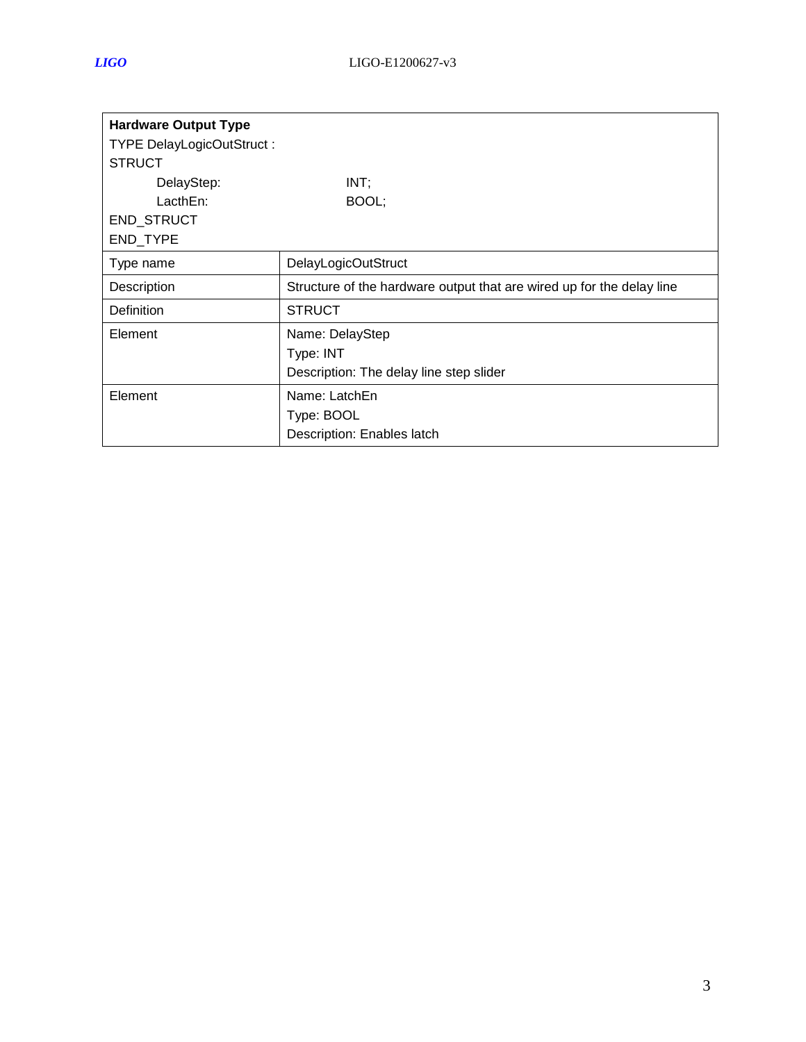| **Hardware Output Type**<br>TYPE DelayLogicOutStruct :<br>STRUCT<br>&nbsp;&nbsp;&nbsp;&nbsp;DelayStep: INT;<br>&nbsp;&nbsp;&nbsp;&nbsp;LacthEn: BOOL;<br>END_STRUCT<br>END_TYPE | |
|---|---|
| Type name | DelayLogicOutStruct |
| Description | Structure of the hardware output that are wired up for the delay line |
| Definition | STRUCT |
| Element | Name: DelayStep<br>Type: INT<br>Description: The delay line step slider |
| Element | Name: LatchEn<br>Type: BOOL<br>Description: Enables latch |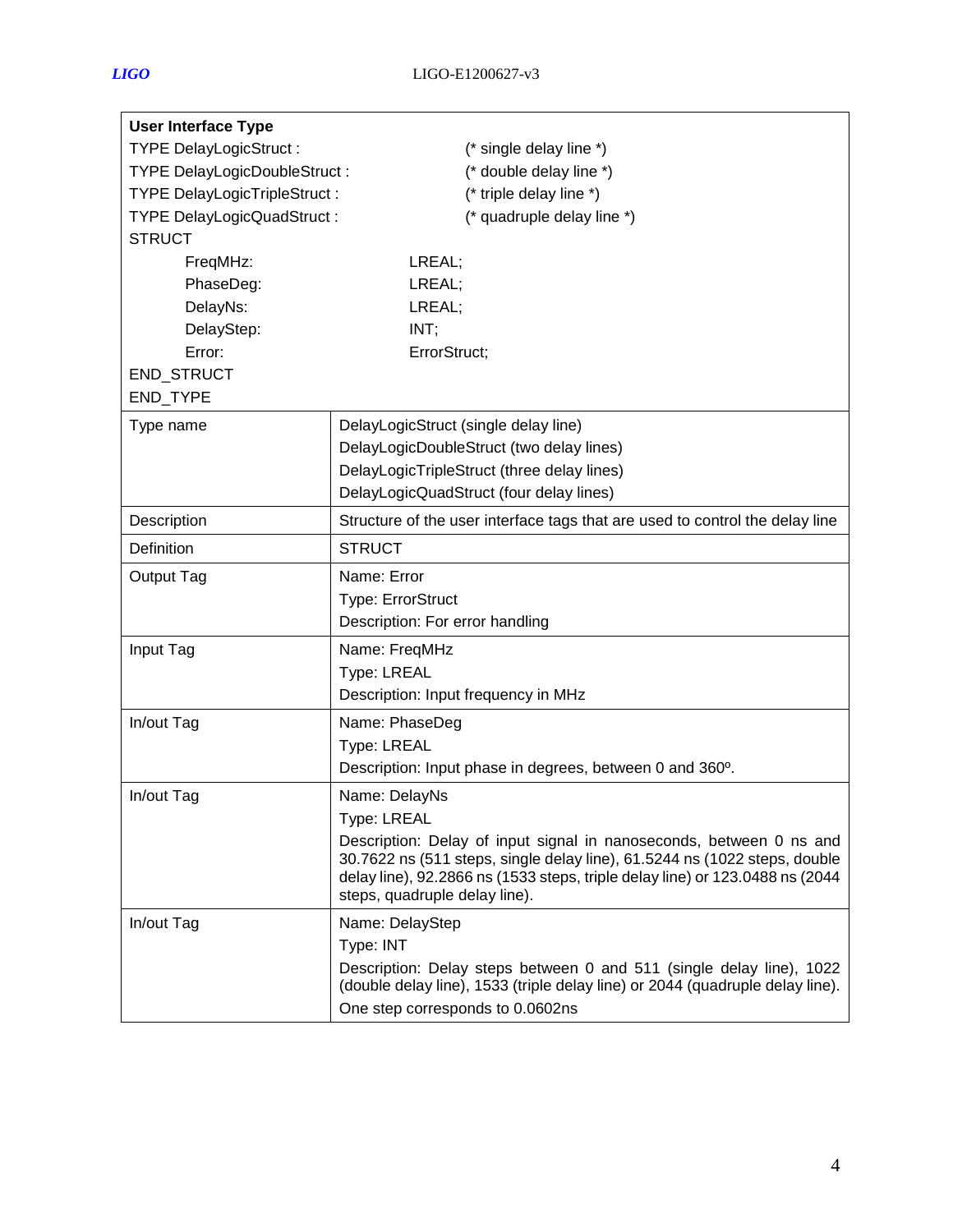| **User Interface Type** | |
|---|---|
| TYPE DelayLogicStruct : (* single delay line *)<br>TYPE DelayLogicDoubleStruct : (* double delay line *)<br>TYPE DelayLogicTripleStruct : (* triple delay line *)<br>TYPE DelayLogicQuadStruct : (* quadruple delay line *)<br>STRUCT<br>FreqMHz: LREAL;<br>PhaseDeg: LREAL;<br>DelayNs: LREAL;<br>DelayStep: INT;<br>Error: ErrorStruct;<br>END_STRUCT<br>END_TYPE | |
| Type name | DelayLogicStruct (single delay line)<br>DelayLogicDoubleStruct (two delay lines)<br>DelayLogicTripleStruct (three delay lines)<br>DelayLogicQuadStruct (four delay lines) |
| Description | Structure of the user interface tags that are used to control the delay line |
| Definition | STRUCT |
| Output Tag | Name: Error<br>Type: ErrorStruct<br>Description: For error handling |
| Input Tag | Name: FreqMHz<br>Type: LREAL<br>Description: Input frequency in MHz |
| In/out Tag | Name: PhaseDeg<br>Type: LREAL<br>Description: Input phase in degrees, between 0 and 360º. |
| In/out Tag | Name: DelayNs<br>Type: LREAL<br>Description: Delay of input signal in nanoseconds, between 0 ns and 30.7622 ns (511 steps, single delay line), 61.5244 ns (1022 steps, double delay line), 92.2866 ns (1533 steps, triple delay line) or 123.0488 ns (2044 steps, quadruple delay line). |
| In/out Tag | Name: DelayStep<br>Type: INT<br>Description: Delay steps between 0 and 511 (single delay line), 1022 (double delay line), 1533 (triple delay line) or 2044 (quadruple delay line).<br>One step corresponds to 0.0602ns |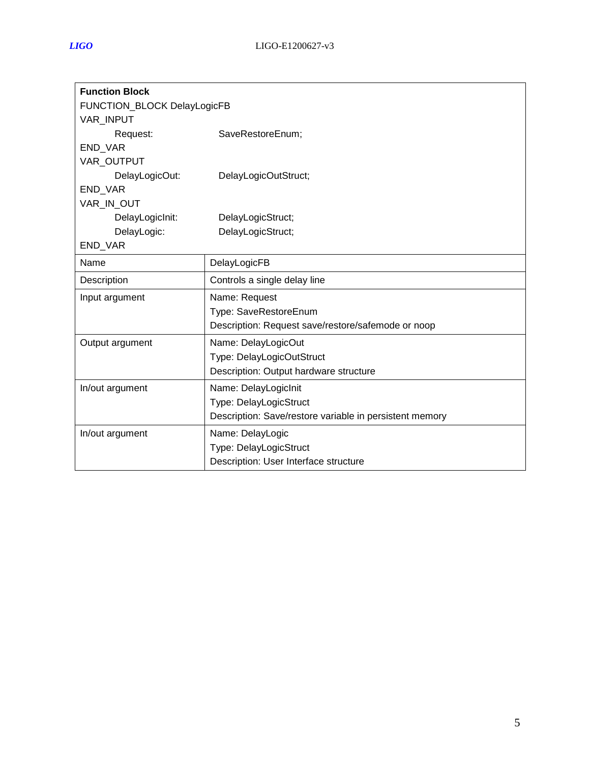| **Function Block** | |
|---|---|
| FUNCTION_BLOCK DelayLogicFB<br>VAR_INPUT<br>    Request:    SaveRestoreEnum;<br>END_VAR<br>VAR_OUTPUT<br>    DelayLogicOut:    DelayLogicOutStruct;<br>END_VAR<br>VAR_IN_OUT<br>    DelayLogicInit:    DelayLogicStruct;<br>    DelayLogic:    DelayLogicStruct;<br>END_VAR | |
| Name | DelayLogicFB |
| Description | Controls a single delay line |
| Input argument | Name: Request<br>Type: SaveRestoreEnum<br>Description: Request save/restore/safemode or noop |
| Output argument | Name: DelayLogicOut<br>Type: DelayLogicOutStruct<br>Description: Output hardware structure |
| In/out argument | Name: DelayLogicInit<br>Type: DelayLogicStruct<br>Description: Save/restore variable in persistent memory |
| In/out argument | Name: DelayLogic<br>Type: DelayLogicStruct<br>Description: User Interface structure |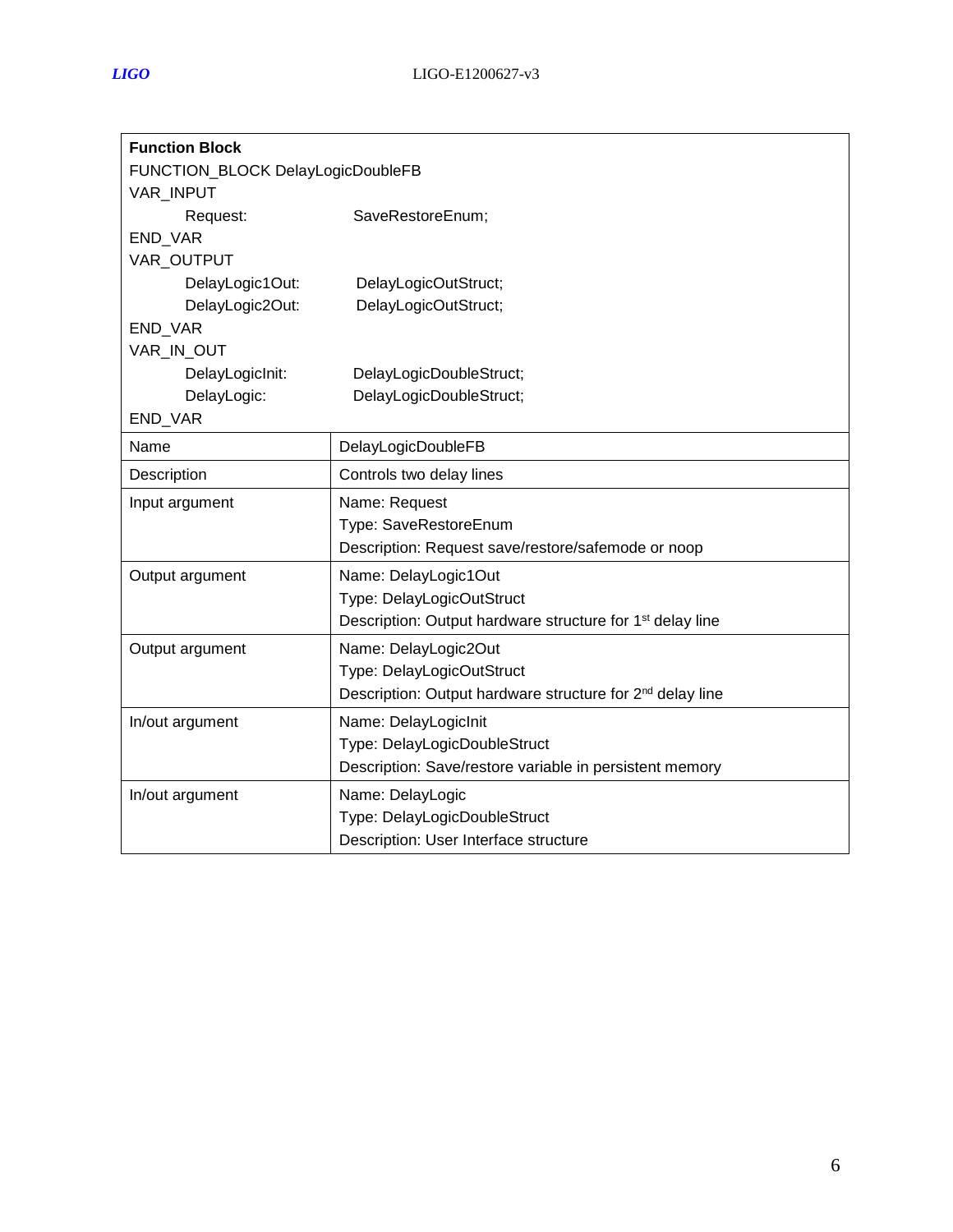| **Function Block** | |
|---|---|
| FUNCTION_BLOCK DelayLogicDoubleFB<br>VAR_INPUT<br>    Request:    SaveRestoreEnum;<br>END_VAR<br>VAR_OUTPUT<br>    DelayLogic1Out:    DelayLogicOutStruct;<br>    DelayLogic2Out:    DelayLogicOutStruct;<br>END_VAR<br>VAR_IN_OUT<br>    DelayLogicInit:    DelayLogicDoubleStruct;<br>    DelayLogic:    DelayLogicDoubleStruct;<br>END_VAR | |
| Name | DelayLogicDoubleFB |
| Description | Controls two delay lines |
| Input argument | Name: Request<br>Type: SaveRestoreEnum<br>Description: Request save/restore/safemode or noop |
| Output argument | Name: DelayLogic1Out<br>Type: DelayLogicOutStruct<br>Description: Output hardware structure for 1st delay line |
| Output argument | Name: DelayLogic2Out<br>Type: DelayLogicOutStruct<br>Description: Output hardware structure for 2nd delay line |
| In/out argument | Name: DelayLogicInit<br>Type: DelayLogicDoubleStruct<br>Description: Save/restore variable in persistent memory |
| In/out argument | Name: DelayLogic<br>Type: DelayLogicDoubleStruct<br>Description: User Interface structure |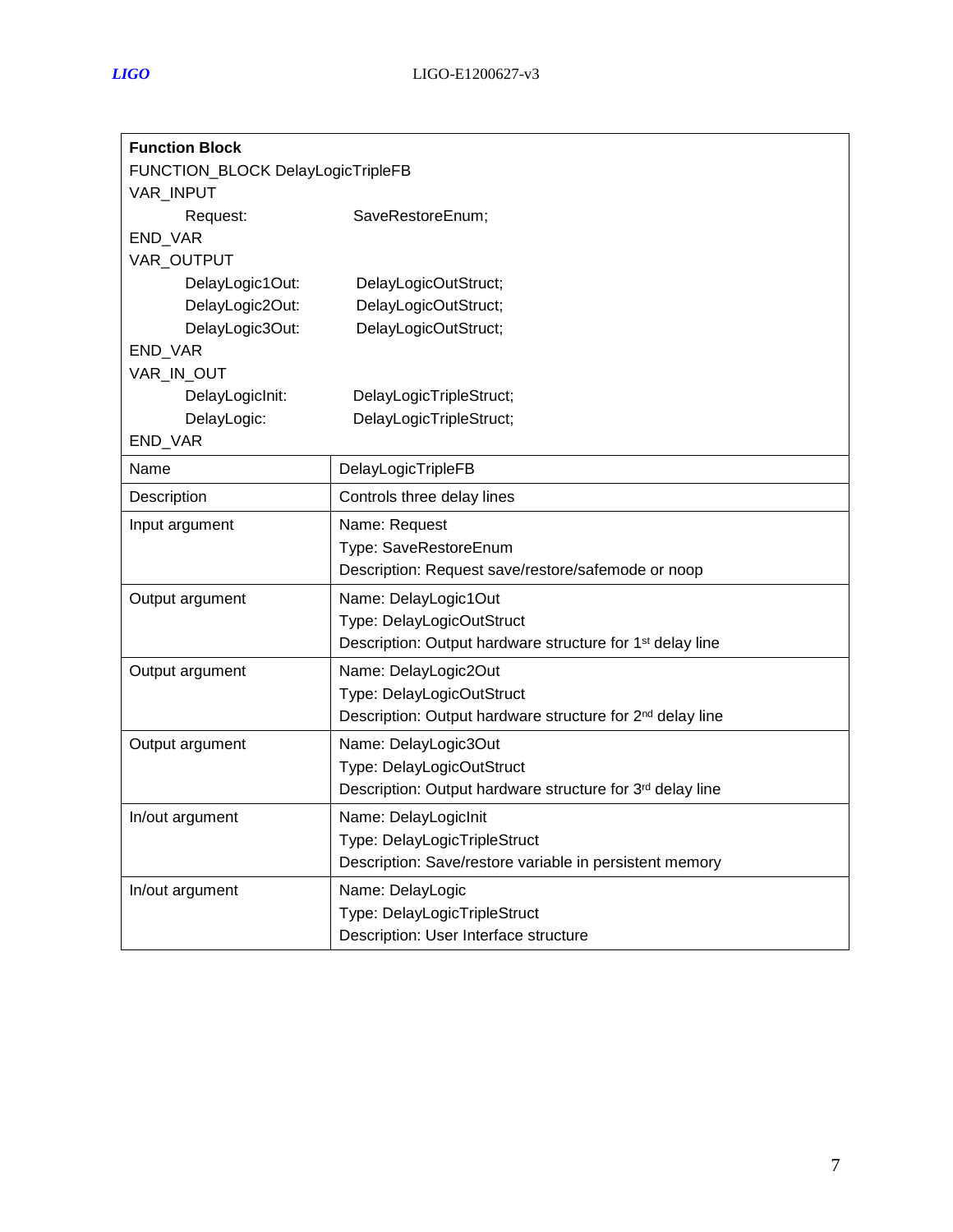| **Function Block** | |
|---|---|
| FUNCTION_BLOCK DelayLogicTripleFB<br>VAR_INPUT<br>Request: SaveRestoreEnum;<br>END_VAR<br>VAR_OUTPUT<br>DelayLogic1Out: DelayLogicOutStruct;<br>DelayLogic2Out: DelayLogicOutStruct;<br>DelayLogic3Out: DelayLogicOutStruct;<br>END_VAR<br>VAR_IN_OUT<br>DelayLogicInit: DelayLogicTripleStruct;<br>DelayLogic: DelayLogicTripleStruct;<br>END_VAR | |
| Name | DelayLogicTripleFB |
| Description | Controls three delay lines |
| Input argument | Name: Request<br>Type: SaveRestoreEnum<br>Description: Request save/restore/safemode or noop |
| Output argument | Name: DelayLogic1Out<br>Type: DelayLogicOutStruct<br>Description: Output hardware structure for 1st delay line |
| Output argument | Name: DelayLogic2Out<br>Type: DelayLogicOutStruct<br>Description: Output hardware structure for 2nd delay line |
| Output argument | Name: DelayLogic3Out<br>Type: DelayLogicOutStruct<br>Description: Output hardware structure for 3rd delay line |
| In/out argument | Name: DelayLogicInit<br>Type: DelayLogicTripleStruct<br>Description: Save/restore variable in persistent memory |
| In/out argument | Name: DelayLogic<br>Type: DelayLogicTripleStruct<br>Description: User Interface structure |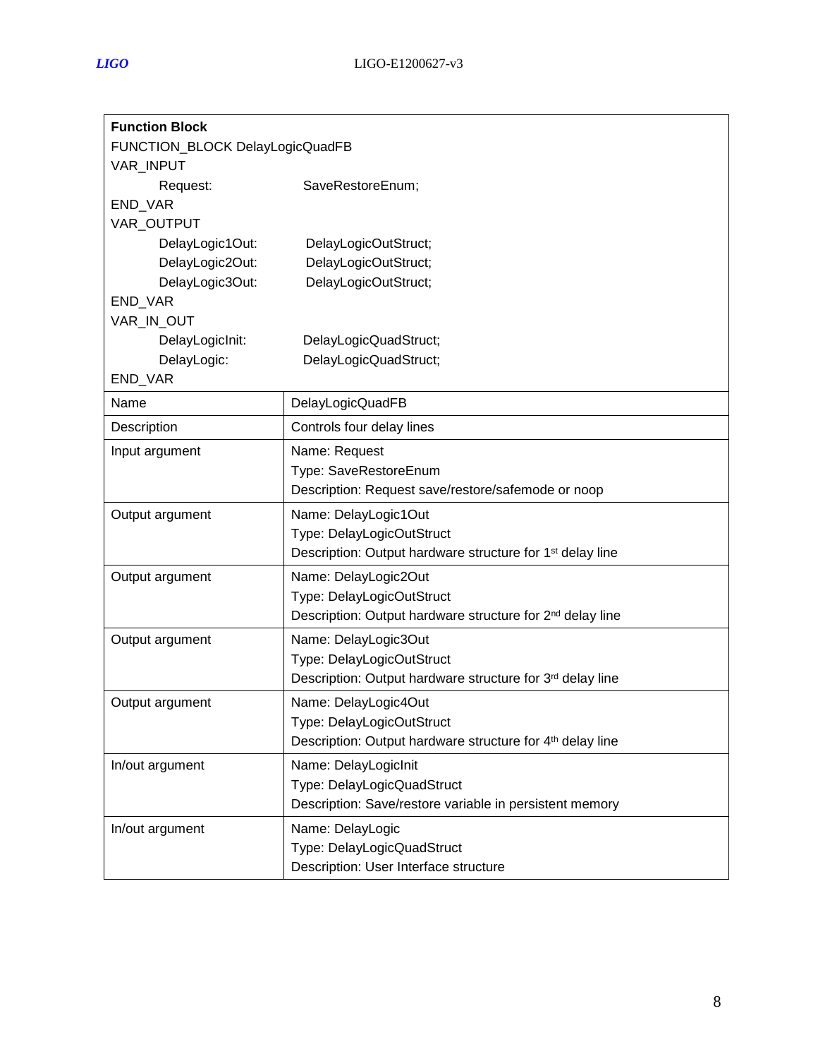| **Function Block** | |
|---|---|
| FUNCTION_BLOCK DelayLogicQuadFB<br>VAR_INPUT<br>    Request:        SaveRestoreEnum;<br>END_VAR<br>VAR_OUTPUT<br>    DelayLogic1Out:    DelayLogicOutStruct;<br>    DelayLogic2Out:    DelayLogicOutStruct;<br>    DelayLogic3Out:    DelayLogicOutStruct;<br>END_VAR<br>VAR_IN_OUT<br>    DelayLogicInit:    DelayLogicQuadStruct;<br>    DelayLogic:    DelayLogicQuadStruct;<br>END_VAR | |
| Name | DelayLogicQuadFB |
| Description | Controls four delay lines |
| Input argument | Name: Request<br>Type: SaveRestoreEnum<br>Description: Request save/restore/safemode or noop |
| Output argument | Name: DelayLogic1Out<br>Type: DelayLogicOutStruct<br>Description: Output hardware structure for 1st delay line |
| Output argument | Name: DelayLogic2Out<br>Type: DelayLogicOutStruct<br>Description: Output hardware structure for 2nd delay line |
| Output argument | Name: DelayLogic3Out<br>Type: DelayLogicOutStruct<br>Description: Output hardware structure for 3rd delay line |
| Output argument | Name: DelayLogic4Out<br>Type: DelayLogicOutStruct<br>Description: Output hardware structure for 4th delay line |
| In/out argument | Name: DelayLogicInit<br>Type: DelayLogicQuadStruct<br>Description: Save/restore variable in persistent memory |
| In/out argument | Name: DelayLogic<br>Type: DelayLogicQuadStruct<br>Description: User Interface structure |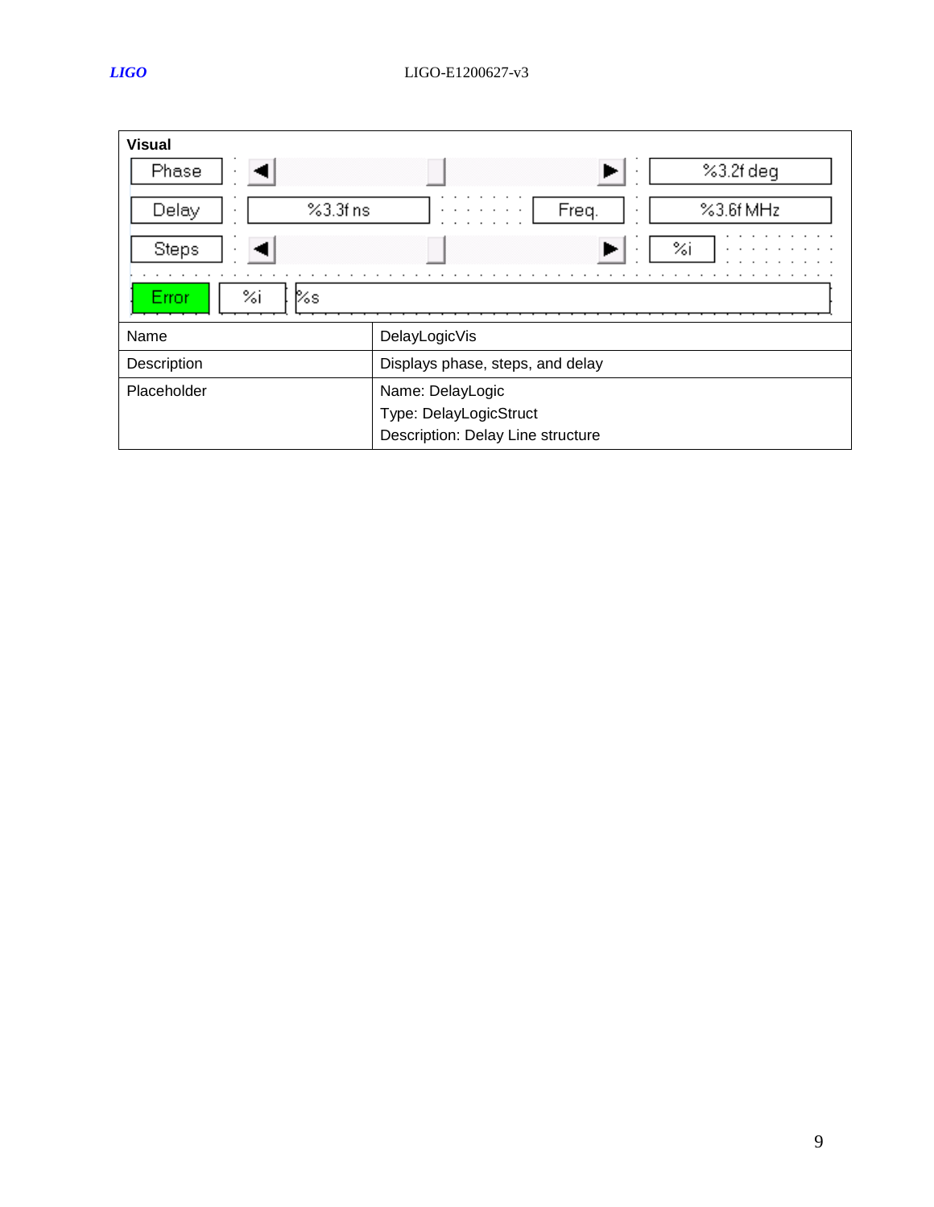| | |
|---|---|
| **Visual** | |
| Phase ◄ ► %3.2f deg<br>Delay %3.3f ns Freq. %3.6f MHz<br>Steps ◄ ► %i<br>Error %i %s | |
| Name | DelayLogicVis |
| Description | Displays phase, steps, and delay |
| Placeholder | Name: DelayLogic<br>Type: DelayLogicStruct<br>Description: Delay Line structure |